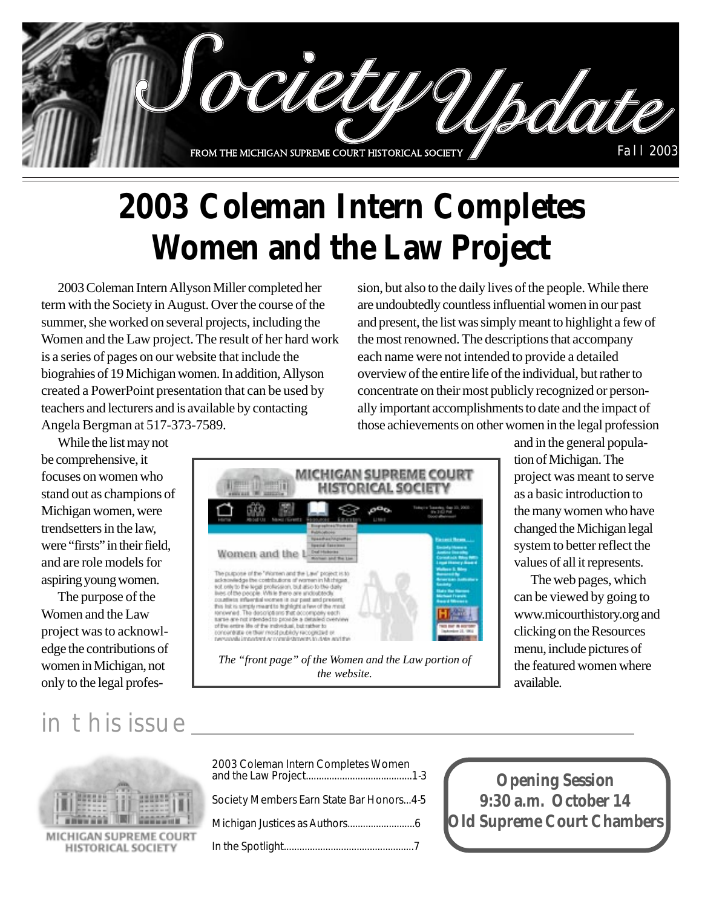# Society Update

FROM THE MICHIGAN SUPREME COURT HISTORICAL SOCIETY

Fall 2003

# 2003 Coleman Intern Completes Women and the Law Project

2003 Coleman Intern Allyson Miller completed her term with the Society in August. Over the course of the summer, she worked on several projects, including the Women and the Law project. The result of her hard work is a series of pages on our website that include the biograhies of 19 Michigan women. In addition, Allyson created a PowerPoint presentation that can be used by teachers and lecturers and is available by contacting Angela Bergman at 517-373-7589.

While the list may not be comprehensive, it focuses on women who stand out as champions of Michigan women, were trendsetters in the law, were "firsts" in their field, and are role models for aspiring young women.

The purpose of the Women and the Law project was to acknowledge the contributions of women in Michigan, not only to the legal profession, but also to the daily lives of the people. While there are undoubtedly countless influential women in our past and present, the list was simply meant to highlight a few of the most renowned. The descriptions that accompany each name were not intended to provide a detailed overview of the entire life of the individual, but rather to concentrate on their most publicly recognized or personally important accomplishments to date and the impact of those achievements on other women in the legal profession and in the general population of Michigan. The project was meant to serve as a basic introduction to the many women who have changed the Michigan legal system to better reflect the values of all it represents.

The web pages, which can be viewed by going to www.micourthistory.org and clicking on the Resources menu, include pictures of the featured women where available.

*The "front page" of the Women and the Law portion of the website.*

## in this issue

2003 Coleman Intern Completes Women and the Law Project........................................1-3

Society Members Earn State Bar Honors...4-5

Michigan Justices as Authors..........................6

In the Spotlight..................................................7

**Opening Session**
**9:30 a.m. October 14**
**Old Supreme Court Chambers**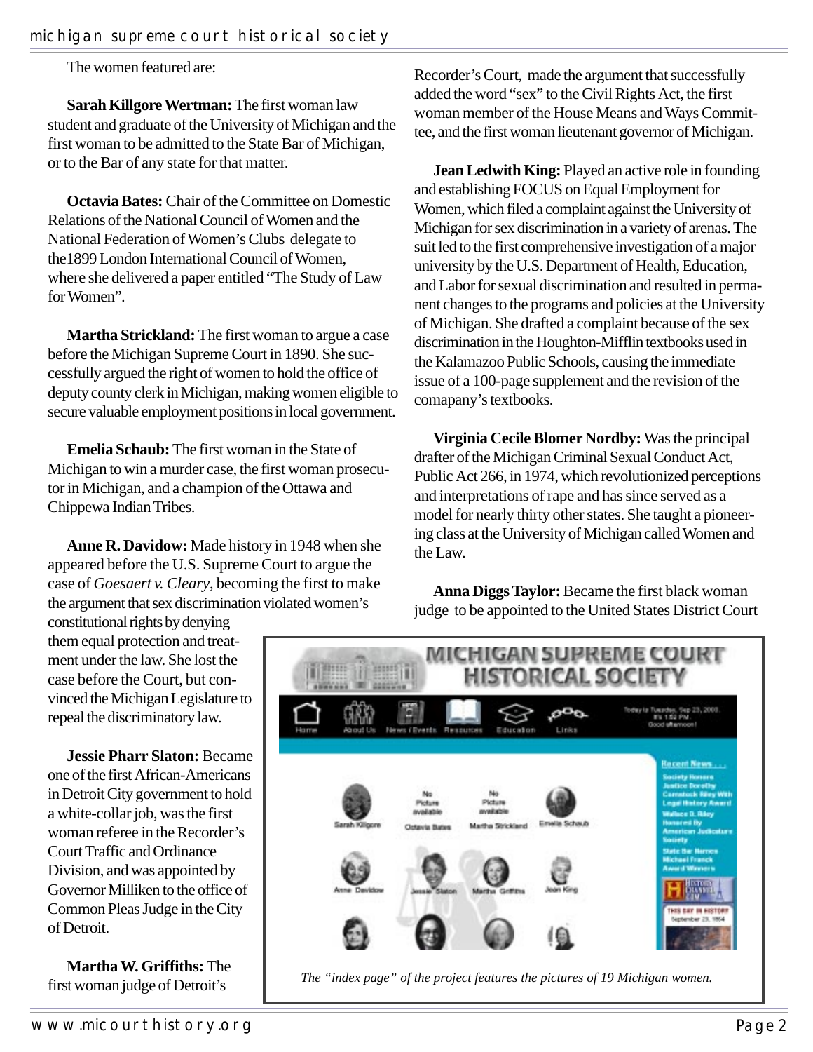The women featured are:

**Sarah Killgore Wertman:** The first woman law student and graduate of the University of Michigan and the first woman to be admitted to the State Bar of Michigan, or to the Bar of any state for that matter.

**Octavia Bates:** Chair of the Committee on Domestic Relations of the National Council of Women and the National Federation of Women's Clubs delegate to the1899 London International Council of Women, where she delivered a paper entitled "The Study of Law for Women".

**Martha Strickland:** The first woman to argue a case before the Michigan Supreme Court in 1890. She successfully argued the right of women to hold the office of deputy county clerk in Michigan, making women eligible to secure valuable employment positions in local government.

**Emelia Schaub:** The first woman in the State of Michigan to win a murder case, the first woman prosecutor in Michigan, and a champion of the Ottawa and Chippewa Indian Tribes.

**Anne R. Davidow:** Made history in 1948 when she appeared before the U.S. Supreme Court to argue the case of *Goesaert v. Cleary*, becoming the first to make the argument that sex discrimination violated women's constitutional rights by denying them equal protection and treatment under the law. She lost the case before the Court, but convinced the Michigan Legislature to repeal the discriminatory law.

**Jessie Pharr Slaton:** Became one of the first African-Americans in Detroit City government to hold a white-collar job, was the first woman referee in the Recorder's Court Traffic and Ordinance Division, and was appointed by Governor Milliken to the office of Common Pleas Judge in the City of Detroit.

**Martha W. Griffiths:** The first woman judge of Detroit's Recorder's Court, made the argument that successfully added the word "sex" to the Civil Rights Act, the first woman member of the House Means and Ways Committee, and the first woman lieutenant governor of Michigan.

**Jean Ledwith King:** Played an active role in founding and establishing FOCUS on Equal Employment for Women, which filed a complaint against the University of Michigan for sex discrimination in a variety of arenas. The suit led to the first comprehensive investigation of a major university by the U.S. Department of Health, Education, and Labor for sexual discrimination and resulted in permanent changes to the programs and policies at the University of Michigan. She drafted a complaint because of the sex discrimination in the Houghton-Mifflin textbooks used in the Kalamazoo Public Schools, causing the immediate issue of a 100-page supplement and the revision of the comapany's textbooks.

**Virginia Cecile Blomer Nordby:** Was the principal drafter of the Michigan Criminal Sexual Conduct Act, Public Act 266, in 1974, which revolutionized perceptions and interpretations of rape and has since served as a model for nearly thirty other states. She taught a pioneering class at the University of Michigan called Women and the Law.

**Anna Diggs Taylor:** Became the first black woman judge to be appointed to the United States District Court

*The "index page" of the project features the pictures of 19 Michigan women.*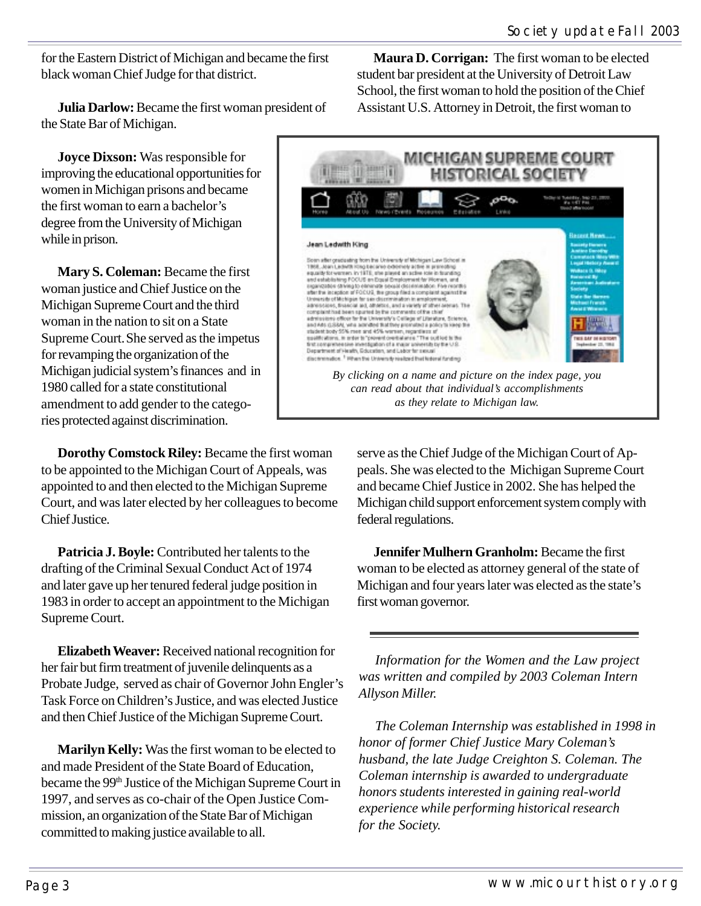for the Eastern District of Michigan and became the first black woman Chief Judge for that district.

**Julia Darlow:** Became the first woman president of the State Bar of Michigan.

**Joyce Dixson:** Was responsible for improving the educational opportunities for women in Michigan prisons and became the first woman to earn a bachelor's degree from the University of Michigan while in prison.

**Mary S. Coleman:** Became the first woman justice and Chief Justice on the Michigan Supreme Court and the third woman in the nation to sit on a State Supreme Court. She served as the impetus for revamping the organization of the Michigan judicial system's finances and in 1980 called for a state constitutional amendment to add gender to the categories protected against discrimination.

**Dorothy Comstock Riley:** Became the first woman to be appointed to the Michigan Court of Appeals, was appointed to and then elected to the Michigan Supreme Court, and was later elected by her colleagues to become Chief Justice.

**Patricia J. Boyle:** Contributed her talents to the drafting of the Criminal Sexual Conduct Act of 1974 and later gave up her tenured federal judge position in 1983 in order to accept an appointment to the Michigan Supreme Court.

**Elizabeth Weaver:** Received national recognition for her fair but firm treatment of juvenile delinquents as a Probate Judge, served as chair of Governor John Engler's Task Force on Children's Justice, and was elected Justice and then Chief Justice of the Michigan Supreme Court.

**Marilyn Kelly:** Was the first woman to be elected to and made President of the State Board of Education, became the 99th Justice of the Michigan Supreme Court in 1997, and serves as co-chair of the Open Justice Commission, an organization of the State Bar of Michigan committed to making justice available to all.

**Maura D. Corrigan:** The first woman to be elected student bar president at the University of Detroit Law School, the first woman to hold the position of the Chief Assistant U.S. Attorney in Detroit, the first woman to serve as the Chief Judge of the Michigan Court of Appeals. She was elected to the Michigan Supreme Court and became Chief Justice in 2002. She has helped the Michigan child support enforcement system comply with federal regulations.

*By clicking on a name and picture on the index page, you can read about that individual's accomplishments as they relate to Michigan law.*

**Jennifer Mulhern Granholm:** Became the first woman to be elected as attorney general of the state of Michigan and four years later was elected as the state's first woman governor.

---

*Information for the Women and the Law project was written and compiled by 2003 Coleman Intern Allyson Miller.*

*The Coleman Internship was established in 1998 in honor of former Chief Justice Mary Coleman's husband, the late Judge Creighton S. Coleman. The Coleman internship is awarded to undergraduate honors students interested in gaining real-world experience while performing historical research for the Society.*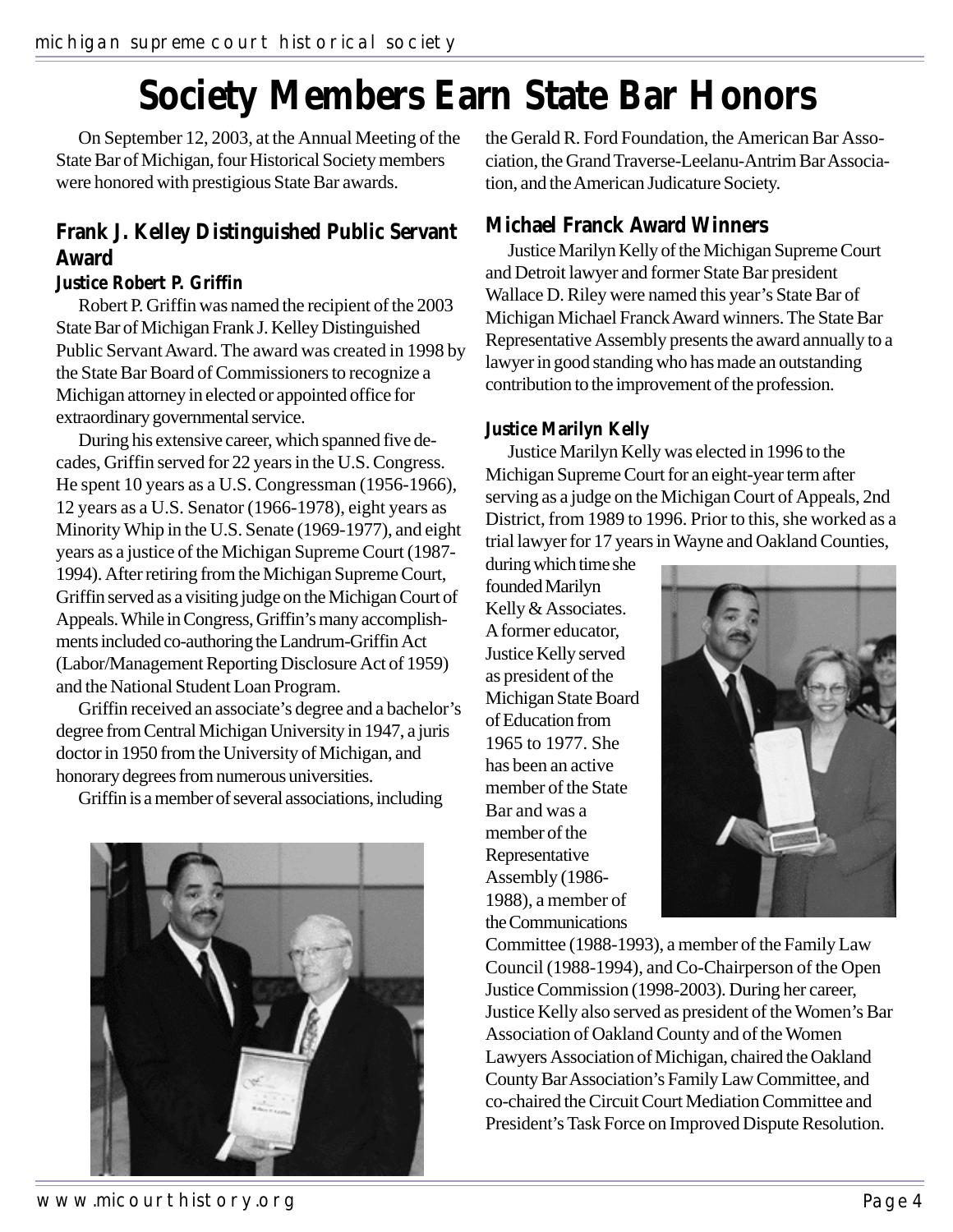# Society Members Earn State Bar Honors

On September 12, 2003, at the Annual Meeting of the State Bar of Michigan, four Historical Society members were honored with prestigious State Bar awards.

## Frank J. Kelley Distinguished Public Servant Award

### Justice Robert P. Griffin

Robert P. Griffin was named the recipient of the 2003 State Bar of Michigan Frank J. Kelley Distinguished Public Servant Award. The award was created in 1998 by the State Bar Board of Commissioners to recognize a Michigan attorney in elected or appointed office for extraordinary governmental service.

During his extensive career, which spanned five decades, Griffin served for 22 years in the U.S. Congress. He spent 10 years as a U.S. Congressman (1956-1966), 12 years as a U.S. Senator (1966-1978), eight years as Minority Whip in the U.S. Senate (1969-1977), and eight years as a justice of the Michigan Supreme Court (1987-1994). After retiring from the Michigan Supreme Court, Griffin served as a visiting judge on the Michigan Court of Appeals. While in Congress, Griffin's many accomplishments included co-authoring the Landrum-Griffin Act (Labor/Management Reporting Disclosure Act of 1959) and the National Student Loan Program.

Griffin received an associate's degree and a bachelor's degree from Central Michigan University in 1947, a juris doctor in 1950 from the University of Michigan, and honorary degrees from numerous universities.

Griffin is a member of several associations, including the Gerald R. Ford Foundation, the American Bar Association, the Grand Traverse-Leelanu-Antrim Bar Association, and the American Judicature Society.

## Michael Franck Award Winners

Justice Marilyn Kelly of the Michigan Supreme Court and Detroit lawyer and former State Bar president Wallace D. Riley were named this year's State Bar of Michigan Michael Franck Award winners. The State Bar Representative Assembly presents the award annually to a lawyer in good standing who has made an outstanding contribution to the improvement of the profession.

### Justice Marilyn Kelly

Justice Marilyn Kelly was elected in 1996 to the Michigan Supreme Court for an eight-year term after serving as a judge on the Michigan Court of Appeals, 2nd District, from 1989 to 1996. Prior to this, she worked as a trial lawyer for 17 years in Wayne and Oakland Counties, during which time she founded Marilyn Kelly & Associates. A former educator, Justice Kelly served as president of the Michigan State Board of Education from 1965 to 1977. She has been an active member of the State Bar and was a member of the Representative Assembly (1986-1988), a member of the Communications Committee (1988-1993), a member of the Family Law Council (1988-1994), and Co-Chairperson of the Open Justice Commission (1998-2003). During her career, Justice Kelly also served as president of the Women's Bar Association of Oakland County and of the Women Lawyers Association of Michigan, chaired the Oakland County Bar Association's Family Law Committee, and co-chaired the Circuit Court Mediation Committee and President's Task Force on Improved Dispute Resolution.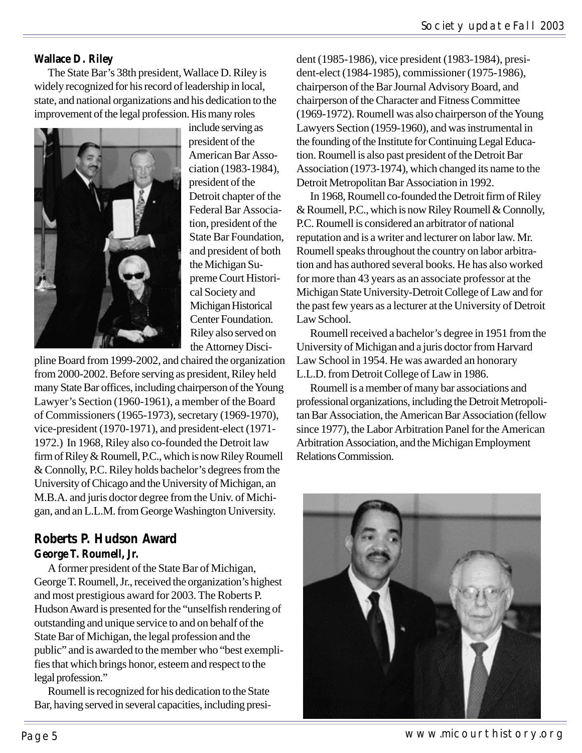**Wallace D. Riley**

The State Bar's 38th president, Wallace D. Riley is widely recognized for his record of leadership in local, state, and national organizations and his dedication to the improvement of the legal profession. His many roles include serving as president of the American Bar Association (1983-1984), president of the Detroit chapter of the Federal Bar Association, president of the State Bar Foundation, and president of both the Michigan Supreme Court Historical Society and Michigan Historical Center Foundation. Riley also served on the Attorney Discipline Board from 1999-2002, and chaired the organization from 2000-2002. Before serving as president, Riley held many State Bar offices, including chairperson of the Young Lawyer's Section (1960-1961), a member of the Board of Commissioners (1965-1973), secretary (1969-1970), vice-president (1970-1971), and president-elect (1971-1972.) In 1968, Riley also co-founded the Detroit law firm of Riley & Roumell, P.C., which is now Riley Roumell & Connolly, P.C. Riley holds bachelor's degrees from the University of Chicago and the University of Michigan, an M.B.A. and juris doctor degree from the Univ. of Michigan, and an L.L.M. from George Washington University.

## Roberts P. Hudson Award

**George T. Roumell, Jr.**

A former president of the State Bar of Michigan, George T. Roumell, Jr., received the organization's highest and most prestigious award for 2003. The Roberts P. Hudson Award is presented for the "unselfish rendering of outstanding and unique service to and on behalf of the State Bar of Michigan, the legal profession and the public" and is awarded to the member who "best exemplifies that which brings honor, esteem and respect to the legal profession."

Roumell is recognized for his dedication to the State Bar, having served in several capacities, including president (1985-1986), vice president (1983-1984), president-elect (1984-1985), commissioner (1975-1986), chairperson of the Bar Journal Advisory Board, and chairperson of the Character and Fitness Committee (1969-1972). Roumell was also chairperson of the Young Lawyers Section (1959-1960), and was instrumental in the founding of the Institute for Continuing Legal Education. Roumell is also past president of the Detroit Bar Association (1973-1974), which changed its name to the Detroit Metropolitan Bar Association in 1992.

In 1968, Roumell co-founded the Detroit firm of Riley & Roumell, P.C., which is now Riley Roumell & Connolly, P.C. Roumell is considered an arbitrator of national reputation and is a writer and lecturer on labor law. Mr. Roumell speaks throughout the country on labor arbitration and has authored several books. He has also worked for more than 43 years as an associate professor at the Michigan State University-Detroit College of Law and for the past few years as a lecturer at the University of Detroit Law School.

Roumell received a bachelor's degree in 1951 from the University of Michigan and a juris doctor from Harvard Law School in 1954. He was awarded an honorary L.L.D. from Detroit College of Law in 1986.

Roumell is a member of many bar associations and professional organizations, including the Detroit Metropolitan Bar Association, the American Bar Association (fellow since 1977), the Labor Arbitration Panel for the American Arbitration Association, and the Michigan Employment Relations Commission.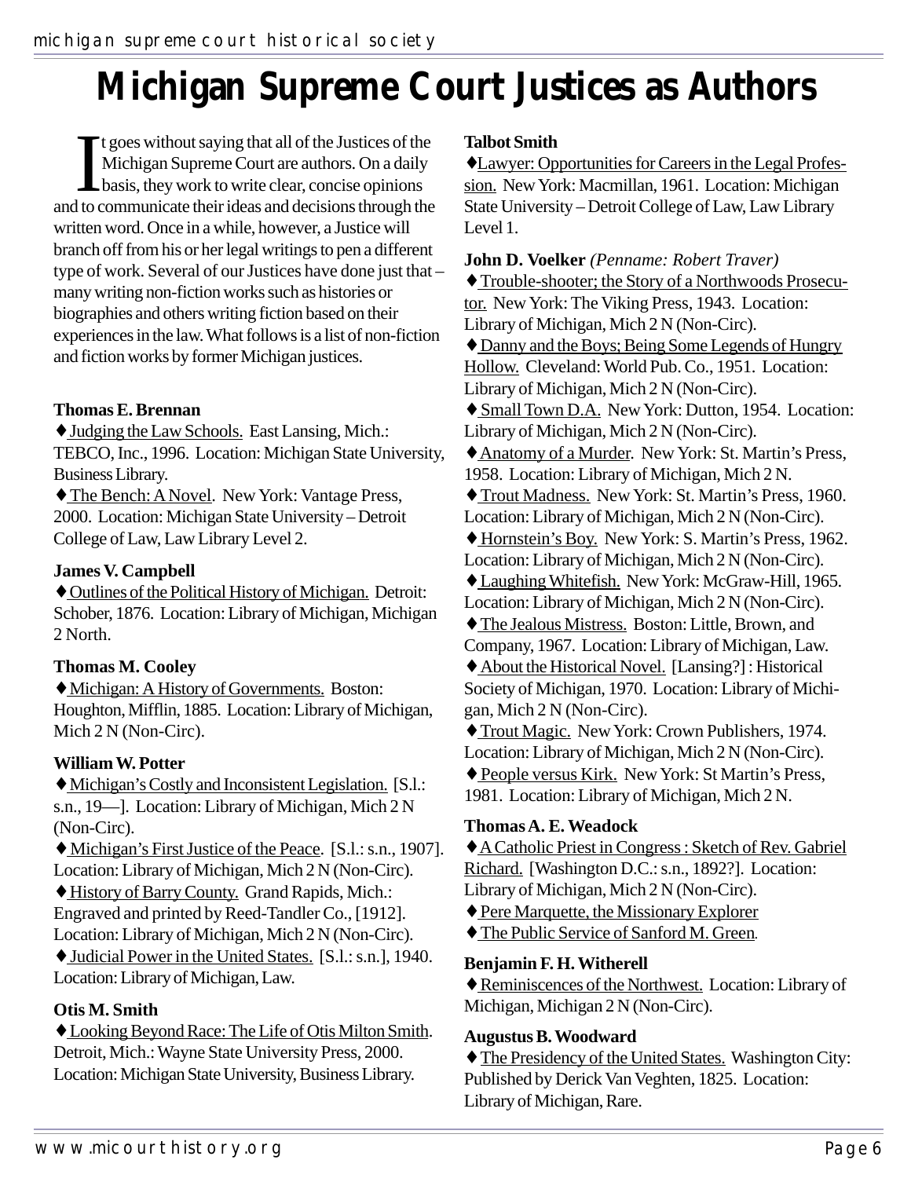# Michigan Supreme Court Justices as Authors

It goes without saying that all of the Justices of the Michigan Supreme Court are authors. On a daily basis, they work to write clear, concise opinions and to communicate their ideas and decisions through the written word. Once in a while, however, a Justice will branch off from his or her legal writings to pen a different type of work. Several of our Justices have done just that – many writing non-fiction works such as histories or biographies and others writing fiction based on their experiences in the law. What follows is a list of non-fiction and fiction works by former Michigan justices.

**Thomas E. Brennan**

♦ Judging the Law Schools. East Lansing, Mich.: TEBCO, Inc., 1996. Location: Michigan State University, Business Library.

♦ The Bench: A Novel. New York: Vantage Press, 2000. Location: Michigan State University – Detroit College of Law, Law Library Level 2.

**James V. Campbell**

♦ Outlines of the Political History of Michigan. Detroit: Schober, 1876. Location: Library of Michigan, Michigan 2 North.

**Thomas M. Cooley**

♦ Michigan: A History of Governments. Boston: Houghton, Mifflin, 1885. Location: Library of Michigan, Mich 2 N (Non-Circ).

**William W. Potter**

♦ Michigan's Costly and Inconsistent Legislation. [S.l.: s.n., 19—]. Location: Library of Michigan, Mich 2 N (Non-Circ).

♦ Michigan's First Justice of the Peace. [S.l.: s.n., 1907]. Location: Library of Michigan, Mich 2 N (Non-Circ).

♦ History of Barry County. Grand Rapids, Mich.: Engraved and printed by Reed-Tandler Co., [1912]. Location: Library of Michigan, Mich 2 N (Non-Circ).

♦ Judicial Power in the United States. [S.l.: s.n.], 1940. Location: Library of Michigan, Law.

**Otis M. Smith**

♦ Looking Beyond Race: The Life of Otis Milton Smith. Detroit, Mich.: Wayne State University Press, 2000. Location: Michigan State University, Business Library.

**Talbot Smith**

♦ Lawyer: Opportunities for Careers in the Legal Profession. New York: Macmillan, 1961. Location: Michigan State University – Detroit College of Law, Law Library Level 1.

**John D. Voelker** *(Penname: Robert Traver)*

♦ Trouble-shooter; the Story of a Northwoods Prosecutor. New York: The Viking Press, 1943. Location: Library of Michigan, Mich 2 N (Non-Circ).

♦ Danny and the Boys; Being Some Legends of Hungry Hollow. Cleveland: World Pub. Co., 1951. Location: Library of Michigan, Mich 2 N (Non-Circ).

♦ Small Town D.A. New York: Dutton, 1954. Location: Library of Michigan, Mich 2 N (Non-Circ).

♦ Anatomy of a Murder. New York: St. Martin's Press, 1958. Location: Library of Michigan, Mich 2 N.

♦ Trout Madness. New York: St. Martin's Press, 1960. Location: Library of Michigan, Mich 2 N (Non-Circ).

♦ Hornstein's Boy. New York: S. Martin's Press, 1962. Location: Library of Michigan, Mich 2 N (Non-Circ).

♦ Laughing Whitefish. New York: McGraw-Hill, 1965. Location: Library of Michigan, Mich 2 N (Non-Circ).

♦ The Jealous Mistress. Boston: Little, Brown, and Company, 1967. Location: Library of Michigan, Law.

♦ About the Historical Novel. [Lansing?] : Historical Society of Michigan, 1970. Location: Library of Michigan, Mich 2 N (Non-Circ).

♦ Trout Magic. New York: Crown Publishers, 1974. Location: Library of Michigan, Mich 2 N (Non-Circ).

♦ People versus Kirk. New York: St Martin's Press, 1981. Location: Library of Michigan, Mich 2 N.

**Thomas A. E. Weadock**

♦ A Catholic Priest in Congress : Sketch of Rev. Gabriel Richard. [Washington D.C.: s.n., 1892?]. Location: Library of Michigan, Mich 2 N (Non-Circ).

♦ Pere Marquette, the Missionary Explorer

♦ The Public Service of Sanford M. Green.

**Benjamin F. H. Witherell**

♦ Reminiscences of the Northwest. Location: Library of Michigan, Michigan 2 N (Non-Circ).

**Augustus B. Woodward**

♦ The Presidency of the United States. Washington City: Published by Derick Van Veghten, 1825. Location: Library of Michigan, Rare.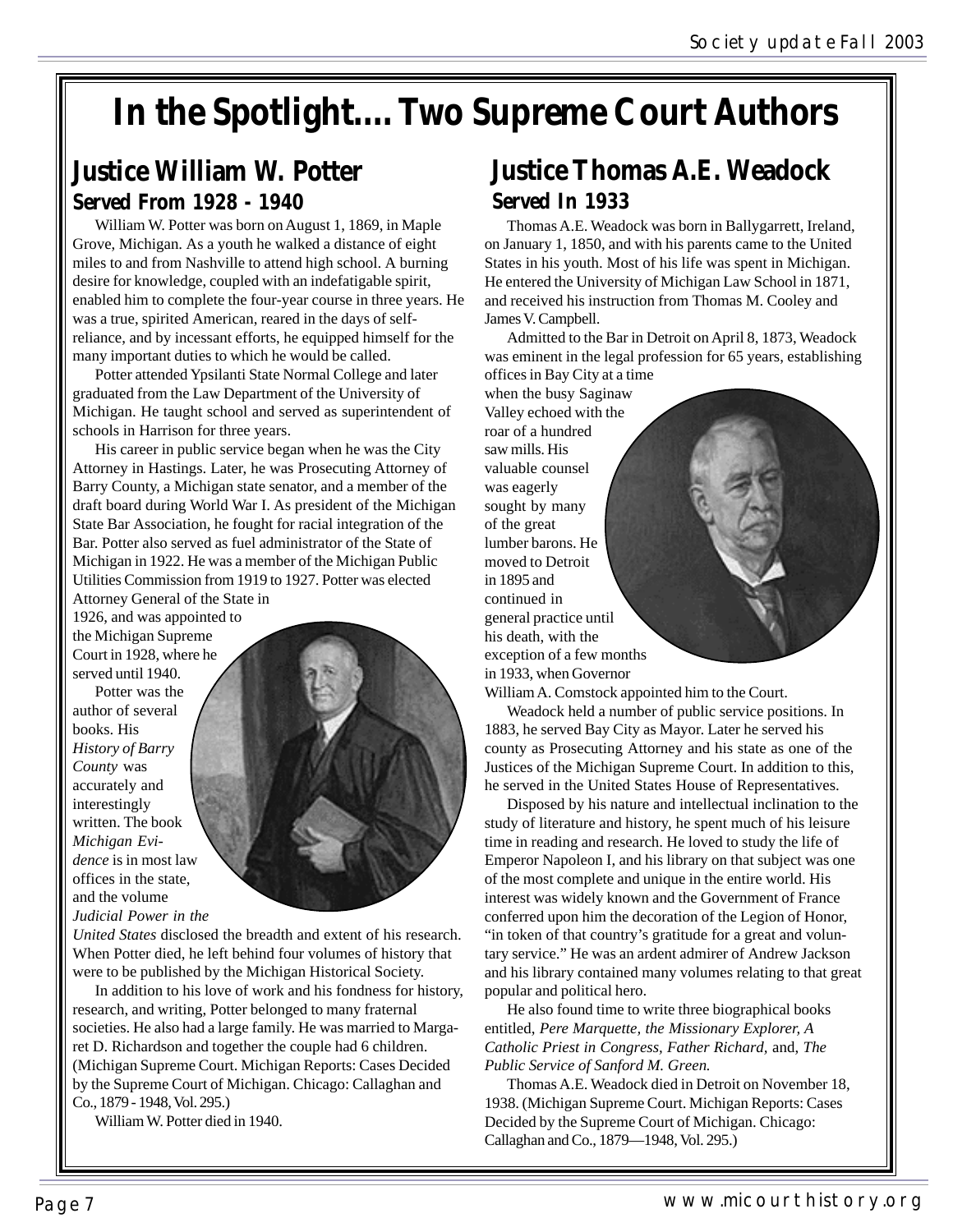# In the Spotlight.... Two Supreme Court Authors

## Justice William W. Potter

### Served From 1928 - 1940

William W. Potter was born on August 1, 1869, in Maple Grove, Michigan. As a youth he walked a distance of eight miles to and from Nashville to attend high school. A burning desire for knowledge, coupled with an indefatigable spirit, enabled him to complete the four-year course in three years. He was a true, spirited American, reared in the days of self-reliance, and by incessant efforts, he equipped himself for the many important duties to which he would be called.

Potter attended Ypsilanti State Normal College and later graduated from the Law Department of the University of Michigan. He taught school and served as superintendent of schools in Harrison for three years.

His career in public service began when he was the City Attorney in Hastings. Later, he was Prosecuting Attorney of Barry County, a Michigan state senator, and a member of the draft board during World War I. As president of the Michigan State Bar Association, he fought for racial integration of the Bar. Potter also served as fuel administrator of the State of Michigan in 1922. He was a member of the Michigan Public Utilities Commission from 1919 to 1927. Potter was elected Attorney General of the State in 1926, and was appointed to the Michigan Supreme Court in 1928, where he served until 1940.

Potter was the author of several books. His *History of Barry County* was accurately and interestingly written. The book *Michigan Evidence* is in most law offices in the state, and the volume *Judicial Power in the United States* disclosed the breadth and extent of his research. When Potter died, he left behind four volumes of history that were to be published by the Michigan Historical Society.

In addition to his love of work and his fondness for history, research, and writing, Potter belonged to many fraternal societies. He also had a large family. He was married to Margaret D. Richardson and together the couple had 6 children. (Michigan Supreme Court. Michigan Reports: Cases Decided by the Supreme Court of Michigan. Chicago: Callaghan and Co., 1879 - 1948, Vol. 295.)

William W. Potter died in 1940.

## Justice Thomas A.E. Weadock

### Served In 1933

Thomas A.E. Weadock was born in Ballygarrett, Ireland, on January 1, 1850, and with his parents came to the United States in his youth. Most of his life was spent in Michigan. He entered the University of Michigan Law School in 1871, and received his instruction from Thomas M. Cooley and James V. Campbell.

Admitted to the Bar in Detroit on April 8, 1873, Weadock was eminent in the legal profession for 65 years, establishing offices in Bay City at a time when the busy Saginaw Valley echoed with the roar of a hundred saw mills. His valuable counsel was eagerly sought by many of the great lumber barons. He moved to Detroit in 1895 and continued in general practice until his death, with the exception of a few months in 1933, when Governor William A. Comstock appointed him to the Court.

Weadock held a number of public service positions. In 1883, he served Bay City as Mayor. Later he served his county as Prosecuting Attorney and his state as one of the Justices of the Michigan Supreme Court. In addition to this, he served in the United States House of Representatives.

Disposed by his nature and intellectual inclination to the study of literature and history, he spent much of his leisure time in reading and research. He loved to study the life of Emperor Napoleon I, and his library on that subject was one of the most complete and unique in the entire world. His interest was widely known and the Government of France conferred upon him the decoration of the Legion of Honor, "in token of that country's gratitude for a great and voluntary service." He was an ardent admirer of Andrew Jackson and his library contained many volumes relating to that great popular and political hero.

He also found time to write three biographical books entitled, *Pere Marquette, the Missionary Explorer, A Catholic Priest in Congress, Father Richard,* and, *The Public Service of Sanford M. Green.*

Thomas A.E. Weadock died in Detroit on November 18, 1938. (Michigan Supreme Court. Michigan Reports: Cases Decided by the Supreme Court of Michigan. Chicago: Callaghan and Co., 1879—1948, Vol. 295.)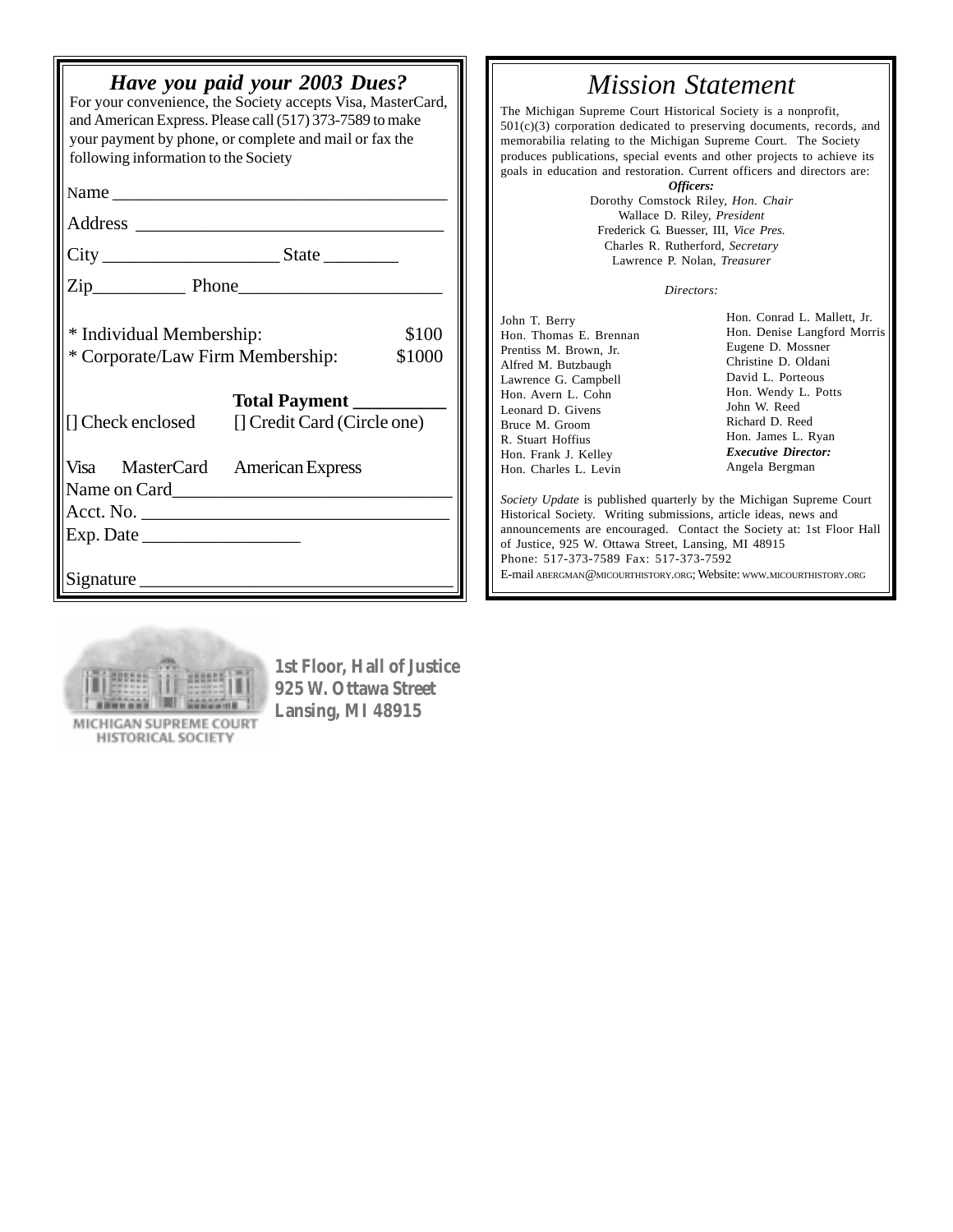## *Have you paid your 2003 Dues?*

For your convenience, the Society accepts Visa, MasterCard, and American Express. Please call (517) 373-7589 to make your payment by phone, or complete and mail or fax the following information to the Society

Name ______________________________________

Address ________________________________

City ___________________ State ________

Zip__________ Phone_____________________

| | |
|---|---|
| * Individual Membership: | $100 |
| * Corporate/Law Firm Membership: | $1000 |

**Total Payment __________**

[] Check enclosed [] Credit Card (Circle one)

Visa MasterCard American Express

Name on Card______________________________

Acct. No. _________________________________

Exp. Date _________________

Signature __________________________________

## *Mission Statement*

The Michigan Supreme Court Historical Society is a nonprofit, 501(c)(3) corporation dedicated to preserving documents, records, and memorabilia relating to the Michigan Supreme Court. The Society produces publications, special events and other projects to achieve its goals in education and restoration. Current officers and directors are:

***Officers:***

Dorothy Comstock Riley, *Hon. Chair*
Wallace D. Riley, *President*
Frederick G. Buesser, III, *Vice Pres.*
Charles R. Rutherford, *Secretary*
Lawrence P. Nolan, *Treasurer*

*Directors:*

John T. Berry
Hon. Thomas E. Brennan
Prentiss M. Brown, Jr.
Alfred M. Butzbaugh
Lawrence G. Campbell
Hon. Avern L. Cohn
Leonard D. Givens
Bruce M. Groom
R. Stuart Hoffius
Hon. Frank J. Kelley
Hon. Charles L. Levin
Hon. Conrad L. Mallett, Jr.
Hon. Denise Langford Morris
Eugene D. Mossner
Christine D. Oldani
David L. Porteous
Hon. Wendy L. Potts
John W. Reed
Richard D. Reed
Hon. James L. Ryan

***Executive Director:***
Angela Bergman

*Society Update* is published quarterly by the Michigan Supreme Court Historical Society. Writing submissions, article ideas, news and announcements are encouraged. Contact the Society at: 1st Floor Hall of Justice, 925 W. Ottawa Street, Lansing, MI 48915
Phone: 517-373-7589 Fax: 517-373-7592
E-mail abergman@micourthistory.org; Website: www.micourthistory.org

MICHIGAN SUPREME COURT HISTORICAL SOCIETY

**1st Floor, Hall of Justice**
**925 W. Ottawa Street**
**Lansing, MI 48915**